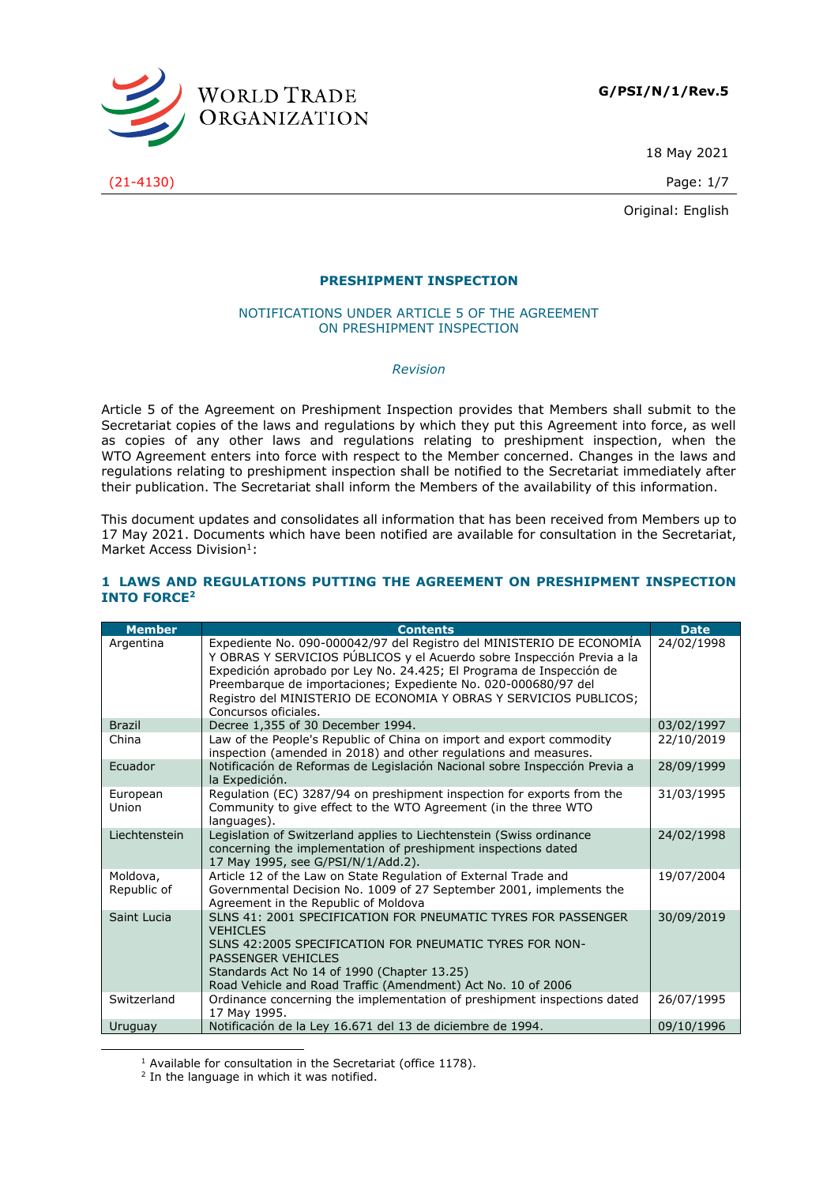WORLD TRADE ORGANIZATION

**G/PSI/N/1/Rev.5**

18 May 2021

(21-4130)

Original: English

# PRESHIPMENT INSPECTION

## NOTIFICATIONS UNDER ARTICLE 5 OF THE AGREEMENT ON PRESHIPMENT INSPECTION

*Revision*

Article 5 of the Agreement on Preshipment Inspection provides that Members shall submit to the Secretariat copies of the laws and regulations by which they put this Agreement into force, as well as copies of any other laws and regulations relating to preshipment inspection, when the WTO Agreement enters into force with respect to the Member concerned. Changes in the laws and regulations relating to preshipment inspection shall be notified to the Secretariat immediately after their publication. The Secretariat shall inform the Members of the availability of this information.

This document updates and consolidates all information that has been received from Members up to 17 May 2021. Documents which have been notified are available for consultation in the Secretariat, Market Access Division[1]:

## 1 LAWS AND REGULATIONS PUTTING THE AGREEMENT ON PRESHIPMENT INSPECTION INTO FORCE[2]

| Member | Contents | Date |
|---|---|---|
| Argentina | Expediente No. 090-000042/97 del Registro del MINISTERIO DE ECONOMÍA Y OBRAS Y SERVICIOS PÚBLICOS y el Acuerdo sobre Inspección Previa a la Expedición aprobado por Ley No. 24.425; El Programa de Inspección de Preembarque de importaciones; Expediente No. 020-000680/97 del Registro del MINISTERIO DE ECONOMIA Y OBRAS Y SERVICIOS PUBLICOS; Concursos oficiales. | 24/02/1998 |
| Brazil | Decree 1,355 of 30 December 1994. | 03/02/1997 |
| China | Law of the People's Republic of China on import and export commodity inspection (amended in 2018) and other regulations and measures. | 22/10/2019 |
| Ecuador | Notificación de Reformas de Legislación Nacional sobre Inspección Previa a la Expedición. | 28/09/1999 |
| European Union | Regulation (EC) 3287/94 on preshipment inspection for exports from the Community to give effect to the WTO Agreement (in the three WTO languages). | 31/03/1995 |
| Liechtenstein | Legislation of Switzerland applies to Liechtenstein (Swiss ordinance concerning the implementation of preshipment inspections dated 17 May 1995, see G/PSI/N/1/Add.2). | 24/02/1998 |
| Moldova, Republic of | Article 12 of the Law on State Regulation of External Trade and Governmental Decision No. 1009 of 27 September 2001, implements the Agreement in the Republic of Moldova | 19/07/2004 |
| Saint Lucia | SLNS 41: 2001 SPECIFICATION FOR PNEUMATIC TYRES FOR PASSENGER VEHICLES<br>SLNS 42:2005 SPECIFICATION FOR PNEUMATIC TYRES FOR NON-PASSENGER VEHICLES<br>Standards Act No 14 of 1990 (Chapter 13.25)<br>Road Vehicle and Road Traffic (Amendment) Act No. 10 of 2006 | 30/09/2019 |
| Switzerland | Ordinance concerning the implementation of preshipment inspections dated 17 May 1995. | 26/07/1995 |
| Uruguay | Notificación de la Ley 16.671 del 13 de diciembre de 1994. | 09/10/1996 |

[1] Available for consultation in the Secretariat (office 1178).

[2] In the language in which it was notified.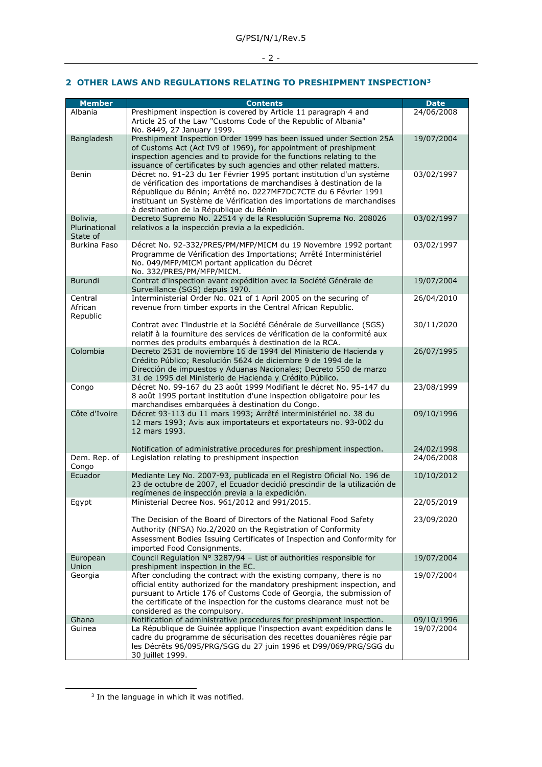## 2 OTHER LAWS AND REGULATIONS RELATING TO PRESHIPMENT INSPECTION[3]

| Member | Contents | Date |
|---|---|---|
| Albania | Preshipment inspection is covered by Article 11 paragraph 4 and Article 25 of the Law "Customs Code of the Republic of Albania" No. 8449, 27 January 1999. | 24/06/2008 |
| Bangladesh | Preshipment Inspection Order 1999 has been issued under Section 25A of Customs Act (Act IV9 of 1969), for appointment of preshipment inspection agencies and to provide for the functions relating to the issuance of certificates by such agencies and other related matters. | 19/07/2004 |
| Benin | Décret no. 91-23 du 1er Février 1995 portant institution d'un système de vérification des importations de marchandises à destination de la République du Bénin; Arrêté no. 0227MF7DC7CTE du 6 Février 1991 instituant un Système de Vérification des importations de marchandises à destination de la République du Bénin | 03/02/1997 |
| Bolivia, Plurinational State of | Decreto Supremo No. 22514 y de la Resolución Suprema No. 208026 relativos a la inspección previa a la expedición. | 03/02/1997 |
| Burkina Faso | Décret No. 92-332/PRES/PM/MFP/MICM du 19 Novembre 1992 portant Programme de Vérification des Importations; Arrêté Interministériel No. 049/MFP/MICM portant application du Décret No. 332/PRES/PM/MFP/MICM. | 03/02/1997 |
| Burundi | Contrat d'inspection avant expédition avec la Société Générale de Surveillance (SGS) depuis 1970. | 19/07/2004 |
| Central African Republic | Interministerial Order No. 021 of 1 April 2005 on the securing of revenue from timber exports in the Central African Republic. | 26/04/2010 |
| | Contrat avec I'Industrie et la Société Générale de Surveillance (SGS) relatif à la fourniture des services de vérification de la conformité aux normes des produits embarqués à destination de la RCA. | 30/11/2020 |
| Colombia | Decreto 2531 de noviembre 16 de 1994 del Ministerio de Hacienda y Crédito Público; Resolución 5624 de diciembre 9 de 1994 de la Dirección de impuestos y Aduanas Nacionales; Decreto 550 de marzo 31 de 1995 del Ministerio de Hacienda y Crédito Público. | 26/07/1995 |
| Congo | Décret No. 99-167 du 23 août 1999 Modifiant le décret No. 95-147 du 8 août 1995 portant institution d'une inspection obligatoire pour les marchandises embarquées à destination du Congo. | 23/08/1999 |
| Côte d'Ivoire | Décret 93-113 du 11 mars 1993; Arrêté interministériel no. 38 du 12 mars 1993; Avis aux importateurs et exportateurs no. 93-002 du 12 mars 1993. | 09/10/1996 |
| | Notification of administrative procedures for preshipment inspection. | 24/02/1998 |
| Dem. Rep. of Congo | Legislation relating to preshipment inspection | 24/06/2008 |
| Ecuador | Mediante Ley No. 2007-93, publicada en el Registro Oficial No. 196 de 23 de octubre de 2007, el Ecuador decidió prescindir de la utilización de regímenes de inspección previa a la expedición. | 10/10/2012 |
| Egypt | Ministerial Decree Nos. 961/2012 and 991/2015. | 22/05/2019 |
| | The Decision of the Board of Directors of the National Food Safety Authority (NFSA) No.2/2020 on the Registration of Conformity Assessment Bodies Issuing Certificates of Inspection and Conformity for imported Food Consignments. | 23/09/2020 |
| European Union | Council Regulation N° 3287/94 – List of authorities responsible for preshipment inspection in the EC. | 19/07/2004 |
| Georgia | After concluding the contract with the existing company, there is no official entity authorized for the mandatory preshipment inspection, and pursuant to Article 176 of Customs Code of Georgia, the submission of the certificate of the inspection for the customs clearance must not be considered as the compulsory. | 19/07/2004 |
| Ghana | Notification of administrative procedures for preshipment inspection. | 09/10/1996 |
| Guinea | La République de Guinée applique l'inspection avant expédition dans le cadre du programme de sécurisation des recettes douanières régie par les Décrêts 96/095/PRG/SGG du 27 juin 1996 et D99/069/PRG/SGG du 30 juillet 1999. | 19/07/2004 |

[3] In the language in which it was notified.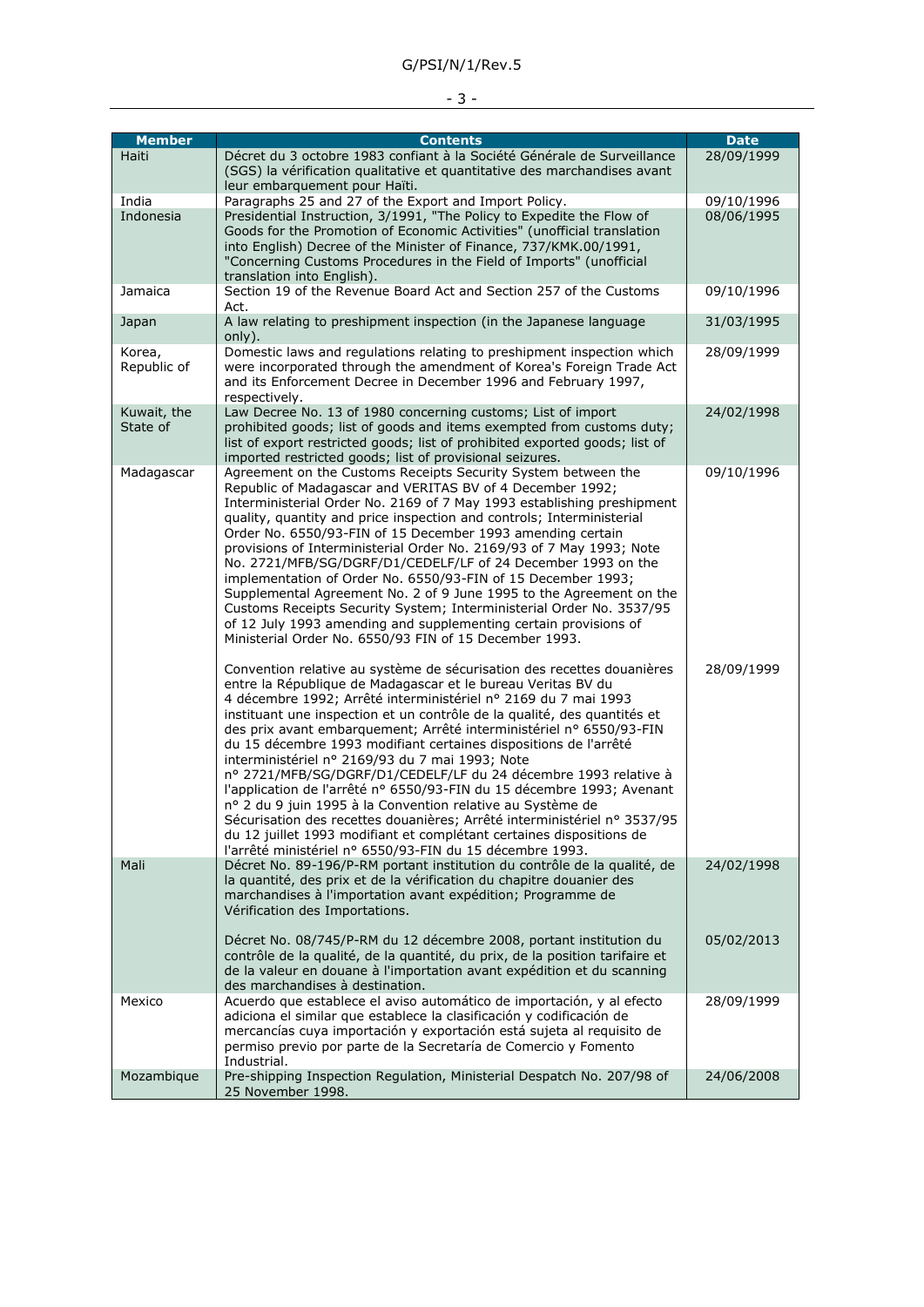| Member | Contents | Date |
|---|---|---|
| Haiti | Décret du 3 octobre 1983 confiant à la Société Générale de Surveillance (SGS) la vérification qualitative et quantitative des marchandises avant leur embarquement pour Haïti. | 28/09/1999 |
| India | Paragraphs 25 and 27 of the Export and Import Policy. | 09/10/1996 |
| Indonesia | Presidential Instruction, 3/1991, "The Policy to Expedite the Flow of Goods for the Promotion of Economic Activities" (unofficial translation into English) Decree of the Minister of Finance, 737/KMK.00/1991, "Concerning Customs Procedures in the Field of Imports" (unofficial translation into English). | 08/06/1995 |
| Jamaica | Section 19 of the Revenue Board Act and Section 257 of the Customs Act. | 09/10/1996 |
| Japan | A law relating to preshipment inspection (in the Japanese language only). | 31/03/1995 |
| Korea, Republic of | Domestic laws and regulations relating to preshipment inspection which were incorporated through the amendment of Korea's Foreign Trade Act and its Enforcement Decree in December 1996 and February 1997, respectively. | 28/09/1999 |
| Kuwait, the State of | Law Decree No. 13 of 1980 concerning customs; List of import prohibited goods; list of goods and items exempted from customs duty; list of export restricted goods; list of prohibited exported goods; list of imported restricted goods; list of provisional seizures. | 24/02/1998 |
| Madagascar | Agreement on the Customs Receipts Security System between the Republic of Madagascar and VERITAS BV of 4 December 1992; Interministerial Order No. 2169 of 7 May 1993 establishing preshipment quality, quantity and price inspection and controls; Interministerial Order No. 6550/93-FIN of 15 December 1993 amending certain provisions of Interministerial Order No. 2169/93 of 7 May 1993; Note No. 2721/MFB/SG/DGRF/D1/CEDELF/LF of 24 December 1993 on the implementation of Order No. 6550/93-FIN of 15 December 1993; Supplemental Agreement No. 2 of 9 June 1995 to the Agreement on the Customs Receipts Security System; Interministerial Order No. 3537/95 of 12 July 1993 amending and supplementing certain provisions of Ministerial Order No. 6550/93 FIN of 15 December 1993. | 09/10/1996 |
| | Convention relative au système de sécurisation des recettes douanières entre la République de Madagascar et le bureau Veritas BV du 4 décembre 1992; Arrêté interministériel n° 2169 du 7 mai 1993 instituant une inspection et un contrôle de la qualité, des quantités et des prix avant embarquement; Arrêté interministériel n° 6550/93-FIN du 15 décembre 1993 modifiant certaines dispositions de l'arrêté interministériel n° 2169/93 du 7 mai 1993; Note n° 2721/MFB/SG/DGRF/D1/CEDELF/LF du 24 décembre 1993 relative à l'application de l'arrêté n° 6550/93-FIN du 15 décembre 1993; Avenant n° 2 du 9 juin 1995 à la Convention relative au Système de Sécurisation des recettes douanières; Arrêté interministériel n° 3537/95 du 12 juillet 1993 modifiant et complétant certaines dispositions de l'arrêté ministériel n° 6550/93-FIN du 15 décembre 1993. | 28/09/1999 |
| Mali | Décret No. 89-196/P-RM portant institution du contrôle de la qualité, de la quantité, des prix et de la vérification du chapitre douanier des marchandises à l'importation avant expédition; Programme de Vérification des Importations. | 24/02/1998 |
| | Décret No. 08/745/P-RM du 12 décembre 2008, portant institution du contrôle de la qualité, de la quantité, du prix, de la position tarifaire et de la valeur en douane à l'importation avant expédition et du scanning des marchandises à destination. | 05/02/2013 |
| Mexico | Acuerdo que establece el aviso automático de importación, y al efecto adiciona el similar que establece la clasificación y codificación de mercancías cuya importación y exportación está sujeta al requisito de permiso previo por parte de la Secretaría de Comercio y Fomento Industrial. | 28/09/1999 |
| Mozambique | Pre-shipping Inspection Regulation, Ministerial Despatch No. 207/98 of 25 November 1998. | 24/06/2008 |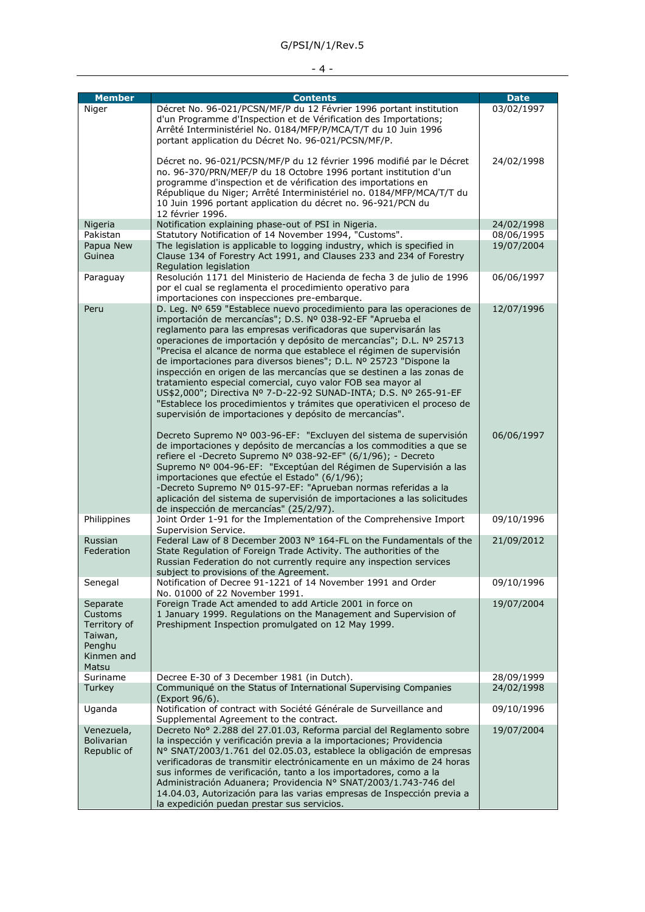| Member | Contents | Date |
|---|---|---|
| Niger | Décret No. 96-021/PCSN/MF/P du 12 Février 1996 portant institution d'un Programme d'Inspection et de Vérification des Importations; Arrêté Interministériel No. 0184/MFP/P/MCA/T/T du 10 Juin 1996 portant application du Décret No. 96-021/PCSN/MF/P. | 03/02/1997 |
| | Décret no. 96-021/PCSN/MF/P du 12 février 1996 modifié par le Décret no. 96-370/PRN/MEF/P du 18 Octobre 1996 portant institution d'un programme d'inspection et de vérification des importations en République du Niger; Arrêté Interministériel no. 0184/MFP/MCA/T/T du 10 Juin 1996 portant application du décret no. 96-921/PCN du 12 février 1996. | 24/02/1998 |
| Nigeria | Notification explaining phase-out of PSI in Nigeria. | 24/02/1998 |
| Pakistan | Statutory Notification of 14 November 1994, "Customs". | 08/06/1995 |
| Papua New Guinea | The legislation is applicable to logging industry, which is specified in Clause 134 of Forestry Act 1991, and Clauses 233 and 234 of Forestry Regulation legislation | 19/07/2004 |
| Paraguay | Resolución 1171 del Ministerio de Hacienda de fecha 3 de julio de 1996 por el cual se reglamenta el procedimiento operativo para importaciones con inspecciones pre-embarque. | 06/06/1997 |
| Peru | D. Leg. Nº 659 "Establece nuevo procedimiento para las operaciones de importación de mercancías"; D.S. Nº 038-92-EF "Aprueba el reglamento para las empresas verificadoras que supervisarán las operaciones de importación y depósito de mercancías"; D.L. Nº 25713 "Precisa el alcance de norma que establece el régimen de supervisión de importaciones para diversos bienes"; D.L. Nº 25723 "Dispone la inspección en origen de las mercancías que se destinen a las zonas de tratamiento especial comercial, cuyo valor FOB sea mayor al US$2,000"; Directiva Nº 7-D-22-92 SUNAD-INTA; D.S. Nº 265-91-EF "Establece los procedimientos y trámites que operativicen el proceso de supervisión de importaciones y depósito de mercancías". | 12/07/1996 |
| | Decreto Supremo Nº 003-96-EF: "Excluyen del sistema de supervisión de importaciones y depósito de mercancías a los commodities a que se refiere el -Decreto Supremo Nº 038-92-EF" (6/1/96); - Decreto Supremo Nº 004-96-EF: "Exceptúan del Régimen de Supervisión a las importaciones que efectúe el Estado" (6/1/96); -Decreto Supremo Nº 015-97-EF: "Aprueban normas referidas a la aplicación del sistema de supervisión de importaciones a las solicitudes de inspección de mercancías" (25/2/97). | 06/06/1997 |
| Philippines | Joint Order 1-91 for the Implementation of the Comprehensive Import Supervision Service. | 09/10/1996 |
| Russian Federation | Federal Law of 8 December 2003 N° 164-FL on the Fundamentals of the State Regulation of Foreign Trade Activity. The authorities of the Russian Federation do not currently require any inspection services subject to provisions of the Agreement. | 21/09/2012 |
| Senegal | Notification of Decree 91-1221 of 14 November 1991 and Order No. 01000 of 22 November 1991. | 09/10/1996 |
| Separate Customs Territory of Taiwan, Penghu Kinmen and Matsu | Foreign Trade Act amended to add Article 2001 in force on 1 January 1999. Regulations on the Management and Supervision of Preshipment Inspection promulgated on 12 May 1999. | 19/07/2004 |
| Suriname | Decree E-30 of 3 December 1981 (in Dutch). | 28/09/1999 |
| Turkey | Communiqué on the Status of International Supervising Companies (Export 96/6). | 24/02/1998 |
| Uganda | Notification of contract with Société Générale de Surveillance and Supplemental Agreement to the contract. | 09/10/1996 |
| Venezuela, Bolivarian Republic of | Decreto No° 2.288 del 27.01.03, Reforma parcial del Reglamento sobre la inspección y verificación previa a la importaciones; Providencia N° SNAT/2003/1.761 del 02.05.03, establece la obligación de empresas verificadoras de transmitir electrónicamente en un máximo de 24 horas sus informes de verificación, tanto a los importadores, como a la Administración Aduanera; Providencia N° SNAT/2003/1.743-746 del 14.04.03, Autorización para las varias empresas de Inspección previa a la expedición puedan prestar sus servicios. | 19/07/2004 |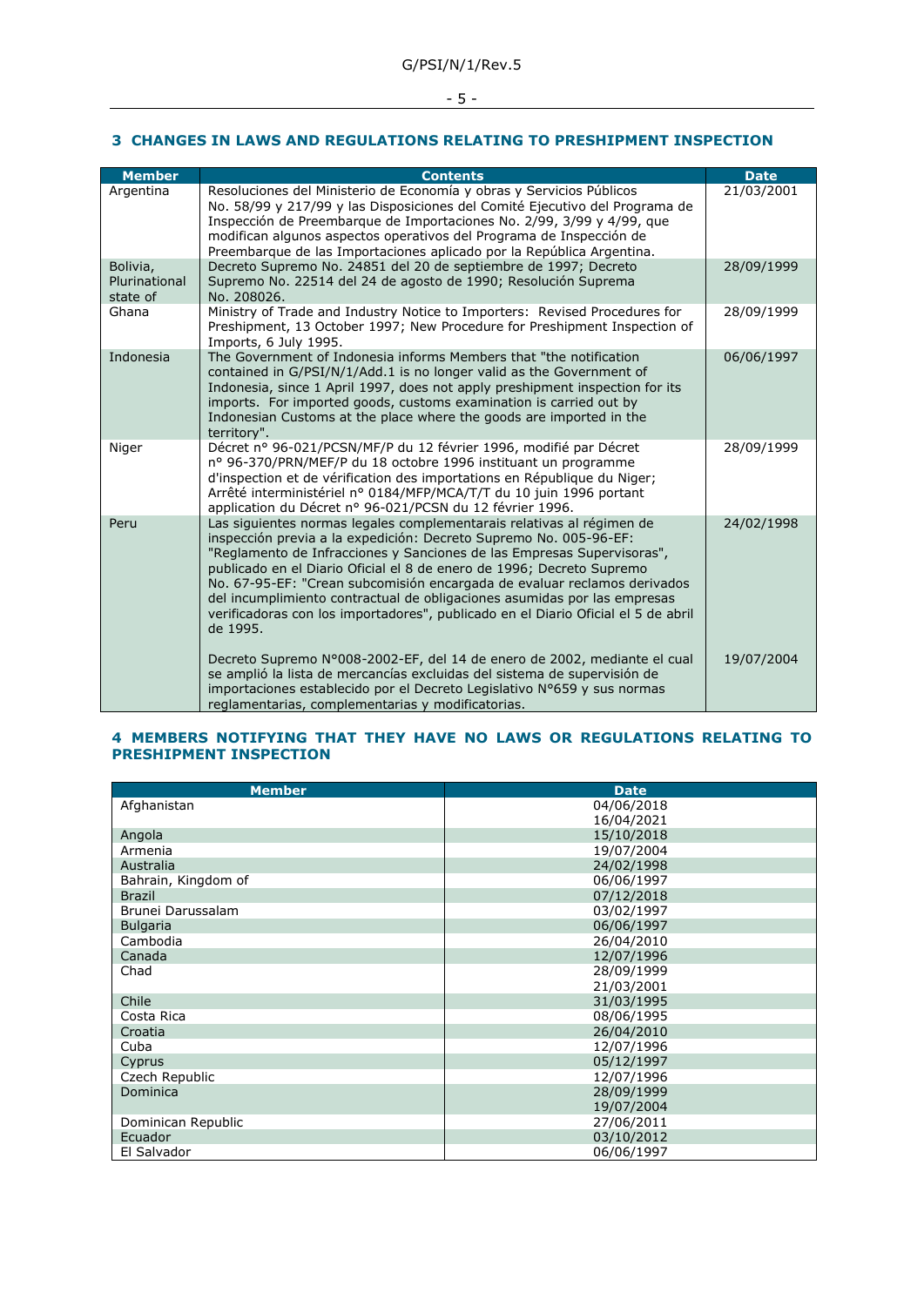## 3 CHANGES IN LAWS AND REGULATIONS RELATING TO PRESHIPMENT INSPECTION

| Member | Contents | Date |
|---|---|---|
| Argentina | Resoluciones del Ministerio de Economía y obras y Servicios Públicos No. 58/99 y 217/99 y las Disposiciones del Comité Ejecutivo del Programa de Inspección de Preembarque de Importaciones No. 2/99, 3/99 y 4/99, que modifican algunos aspectos operativos del Programa de Inspección de Preembarque de las Importaciones aplicado por la República Argentina. | 21/03/2001 |
| Bolivia, Plurinational state of | Decreto Supremo No. 24851 del 20 de septiembre de 1997; Decreto Supremo No. 22514 del 24 de agosto de 1990; Resolución Suprema No. 208026. | 28/09/1999 |
| Ghana | Ministry of Trade and Industry Notice to Importers: Revised Procedures for Preshipment, 13 October 1997; New Procedure for Preshipment Inspection of Imports, 6 July 1995. | 28/09/1999 |
| Indonesia | The Government of Indonesia informs Members that "the notification contained in G/PSI/N/1/Add.1 is no longer valid as the Government of Indonesia, since 1 April 1997, does not apply preshipment inspection for its imports. For imported goods, customs examination is carried out by Indonesian Customs at the place where the goods are imported in the territory". | 06/06/1997 |
| Niger | Décret n° 96-021/PCSN/MF/P du 12 février 1996, modifié par Décret n° 96-370/PRN/MEF/P du 18 octobre 1996 instituant un programme d'inspection et de vérification des importations en République du Niger; Arrêté interministériel n° 0184/MFP/MCA/T/T du 10 juin 1996 portant application du Décret n° 96-021/PCSN du 12 février 1996. | 28/09/1999 |
| Peru | Las siguientes normas legales complementarais relativas al régimen de inspección previa a la expedición: Decreto Supremo No. 005-96-EF: "Reglamento de Infracciones y Sanciones de las Empresas Supervisoras", publicado en el Diario Oficial el 8 de enero de 1996; Decreto Supremo No. 67-95-EF: "Crean subcomisión encargada de evaluar reclamos derivados del incumplimiento contractual de obligaciones asumidas por las empresas verificadoras con los importadores", publicado en el Diario Oficial el 5 de abril de 1995. | 24/02/1998 |
| | Decreto Supremo N°008-2002-EF, del 14 de enero de 2002, mediante el cual se amplió la lista de mercancías excluidas del sistema de supervisión de importaciones establecido por el Decreto Legislativo N°659 y sus normas reglamentarias, complementarias y modificatorias. | 19/07/2004 |

## 4 MEMBERS NOTIFYING THAT THEY HAVE NO LAWS OR REGULATIONS RELATING TO PRESHIPMENT INSPECTION

| Member | Date |
|---|---|
| Afghanistan | 04/06/2018<br>16/04/2021 |
| Angola | 15/10/2018 |
| Armenia | 19/07/2004 |
| Australia | 24/02/1998 |
| Bahrain, Kingdom of | 06/06/1997 |
| Brazil | 07/12/2018 |
| Brunei Darussalam | 03/02/1997 |
| Bulgaria | 06/06/1997 |
| Cambodia | 26/04/2010 |
| Canada | 12/07/1996 |
| Chad | 28/09/1999<br>21/03/2001 |
| Chile | 31/03/1995 |
| Costa Rica | 08/06/1995 |
| Croatia | 26/04/2010 |
| Cuba | 12/07/1996 |
| Cyprus | 05/12/1997 |
| Czech Republic | 12/07/1996 |
| Dominica | 28/09/1999<br>19/07/2004 |
| Dominican Republic | 27/06/2011 |
| Ecuador | 03/10/2012 |
| El Salvador | 06/06/1997 |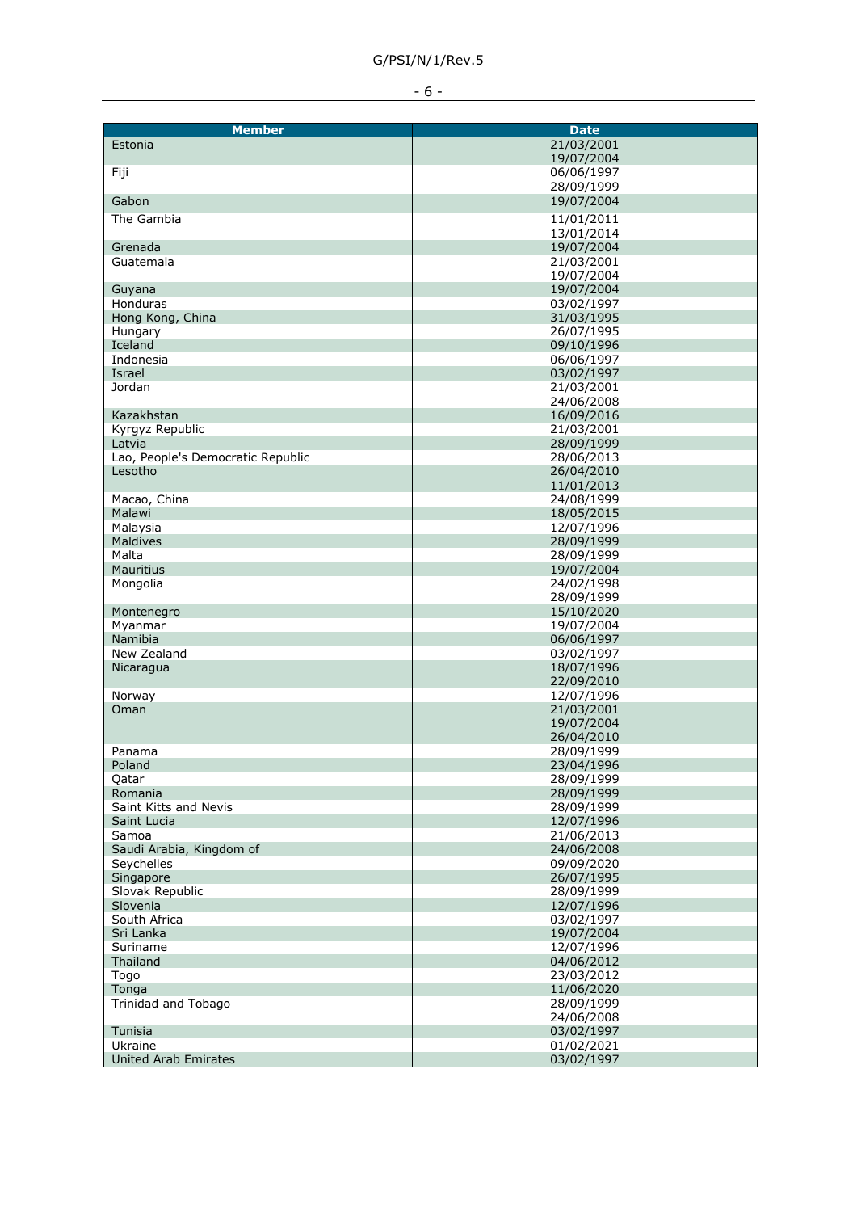| Member | Date |
|---|---|
| Estonia | 21/03/2001<br>19/07/2004 |
| Fiji | 06/06/1997<br>28/09/1999 |
| Gabon | 19/07/2004 |
| The Gambia | 11/01/2011<br>13/01/2014 |
| Grenada | 19/07/2004 |
| Guatemala | 21/03/2001<br>19/07/2004 |
| Guyana | 19/07/2004 |
| Honduras | 03/02/1997 |
| Hong Kong, China | 31/03/1995 |
| Hungary | 26/07/1995 |
| Iceland | 09/10/1996 |
| Indonesia | 06/06/1997 |
| Israel | 03/02/1997 |
| Jordan | 21/03/2001<br>24/06/2008 |
| Kazakhstan | 16/09/2016 |
| Kyrgyz Republic | 21/03/2001 |
| Latvia | 28/09/1999 |
| Lao, People's Democratic Republic | 28/06/2013 |
| Lesotho | 26/04/2010<br>11/01/2013 |
| Macao, China | 24/08/1999 |
| Malawi | 18/05/2015 |
| Malaysia | 12/07/1996 |
| Maldives | 28/09/1999 |
| Malta | 28/09/1999 |
| Mauritius | 19/07/2004 |
| Mongolia | 24/02/1998<br>28/09/1999 |
| Montenegro | 15/10/2020 |
| Myanmar | 19/07/2004 |
| Namibia | 06/06/1997 |
| New Zealand | 03/02/1997 |
| Nicaragua | 18/07/1996<br>22/09/2010 |
| Norway | 12/07/1996 |
| Oman | 21/03/2001<br>19/07/2004<br>26/04/2010 |
| Panama | 28/09/1999 |
| Poland | 23/04/1996 |
| Qatar | 28/09/1999 |
| Romania | 28/09/1999 |
| Saint Kitts and Nevis | 28/09/1999 |
| Saint Lucia | 12/07/1996 |
| Samoa | 21/06/2013 |
| Saudi Arabia, Kingdom of | 24/06/2008 |
| Seychelles | 09/09/2020 |
| Singapore | 26/07/1995 |
| Slovak Republic | 28/09/1999 |
| Slovenia | 12/07/1996 |
| South Africa | 03/02/1997 |
| Sri Lanka | 19/07/2004 |
| Suriname | 12/07/1996 |
| Thailand | 04/06/2012 |
| Togo | 23/03/2012 |
| Tonga | 11/06/2020 |
| Trinidad and Tobago | 28/09/1999<br>24/06/2008 |
| Tunisia | 03/02/1997 |
| Ukraine | 01/02/2021 |
| United Arab Emirates | 03/02/1997 |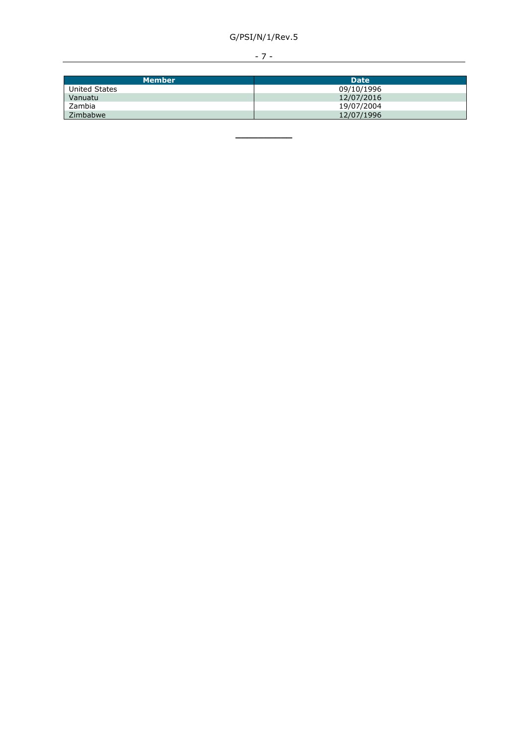| Member | Date |
| --- | --- |
| United States | 09/10/1996 |
| Vanuatu | 12/07/2016 |
| Zambia | 19/07/2004 |
| Zimbabwe | 12/07/1996 |

__________